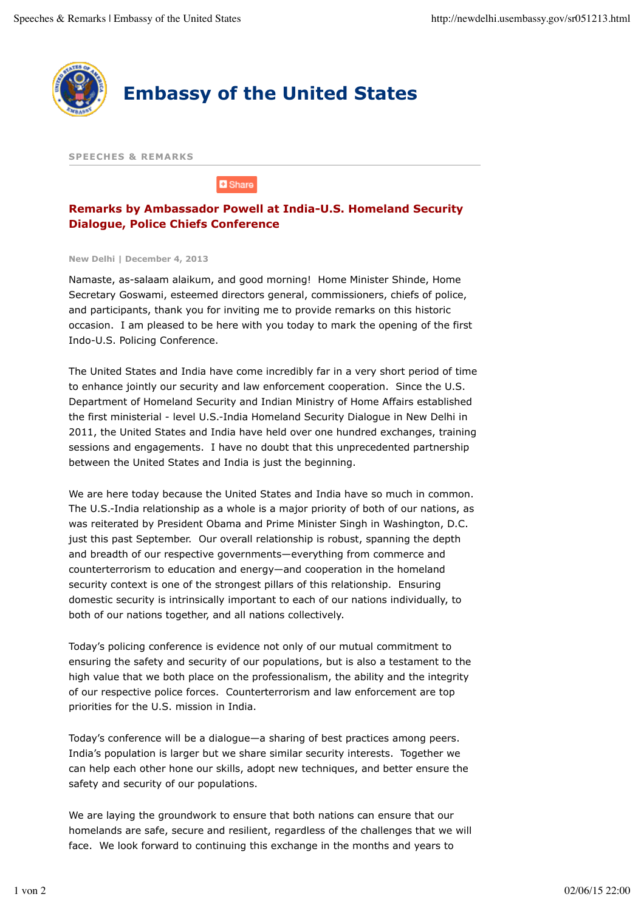# Embassy of the United States

SPEECHES & REMARKS

## Remarks by Ambassador Powell at India-U.S. Homeland Security Dialogue, Police Chiefs Conference

New Delhi | December 4, 2013

Namaste, as-salaam alaikum, and good morning! Home Minister Shinde, Home Secretary Goswami, esteemed directors general, commissioners, chiefs of police, and participants, thank you for inviting me to provide remarks on this historic occasion. I am pleased to be here with you today to mark the opening of the first Indo-U.S. Policing Conference.

The United States and India have come incredibly far in a very short period of time to enhance jointly our security and law enforcement cooperation. Since the U.S. Department of Homeland Security and Indian Ministry of Home Affairs established the first ministerial - level U.S.-India Homeland Security Dialogue in New Delhi in 2011, the United States and India have held over one hundred exchanges, training sessions and engagements. I have no doubt that this unprecedented partnership between the United States and India is just the beginning.

We are here today because the United States and India have so much in common. The U.S.-India relationship as a whole is a major priority of both of our nations, as was reiterated by President Obama and Prime Minister Singh in Washington, D.C. just this past September. Our overall relationship is robust, spanning the depth and breadth of our respective governments—everything from commerce and counterterrorism to education and energy—and cooperation in the homeland security context is one of the strongest pillars of this relationship. Ensuring domestic security is intrinsically important to each of our nations individually, to both of our nations together, and all nations collectively.

Today's policing conference is evidence not only of our mutual commitment to ensuring the safety and security of our populations, but is also a testament to the high value that we both place on the professionalism, the ability and the integrity of our respective police forces. Counterterrorism and law enforcement are top priorities for the U.S. mission in India.

Today's conference will be a dialogue—a sharing of best practices among peers. India's population is larger but we share similar security interests. Together we can help each other hone our skills, adopt new techniques, and better ensure the safety and security of our populations.

We are laying the groundwork to ensure that both nations can ensure that our homelands are safe, secure and resilient, regardless of the challenges that we will face. We look forward to continuing this exchange in the months and years to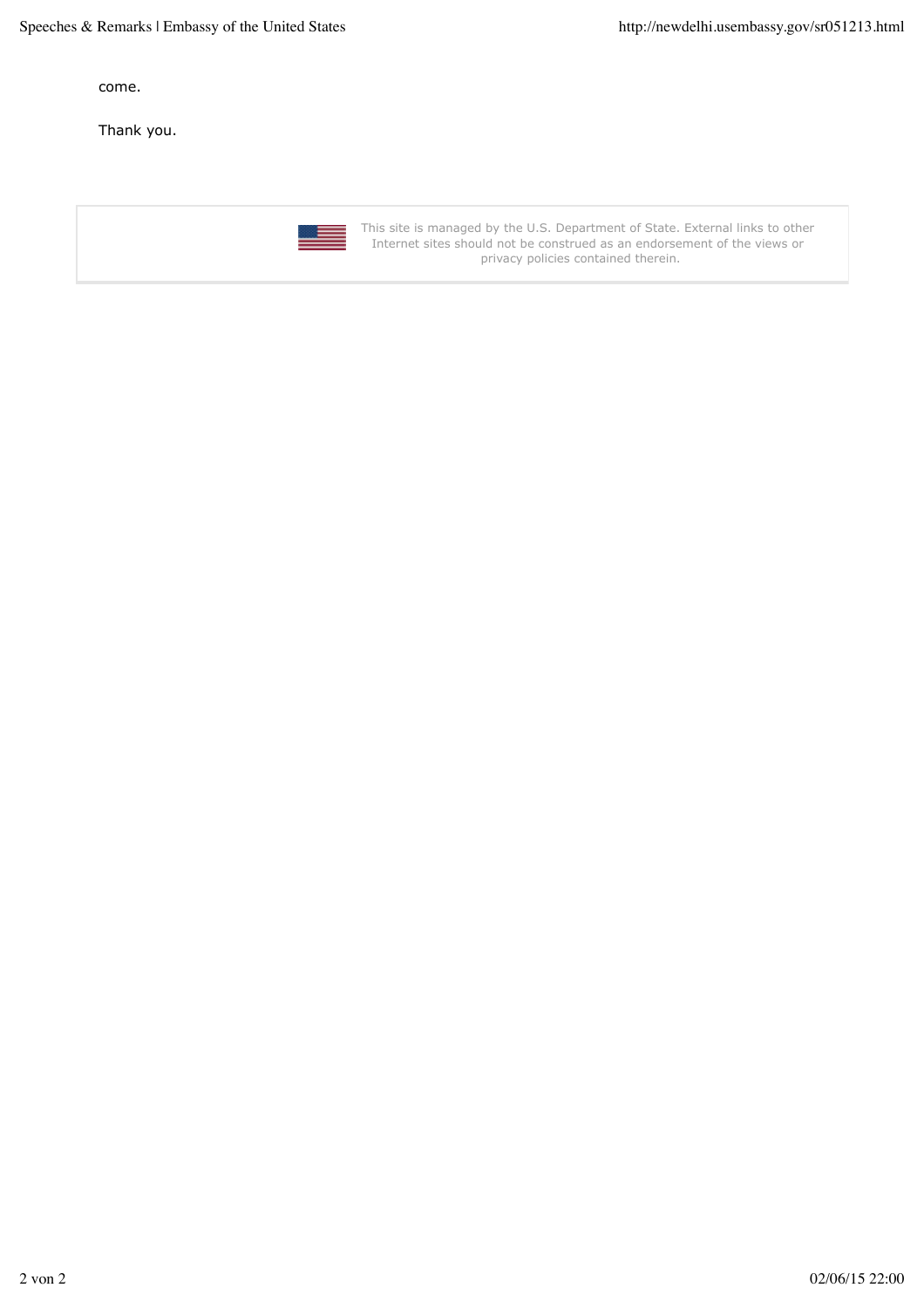come.

Thank you.

This site is managed by the U.S. Department of State. External links to other Internet sites should not be construed as an endorsement of the views or privacy policies contained therein.